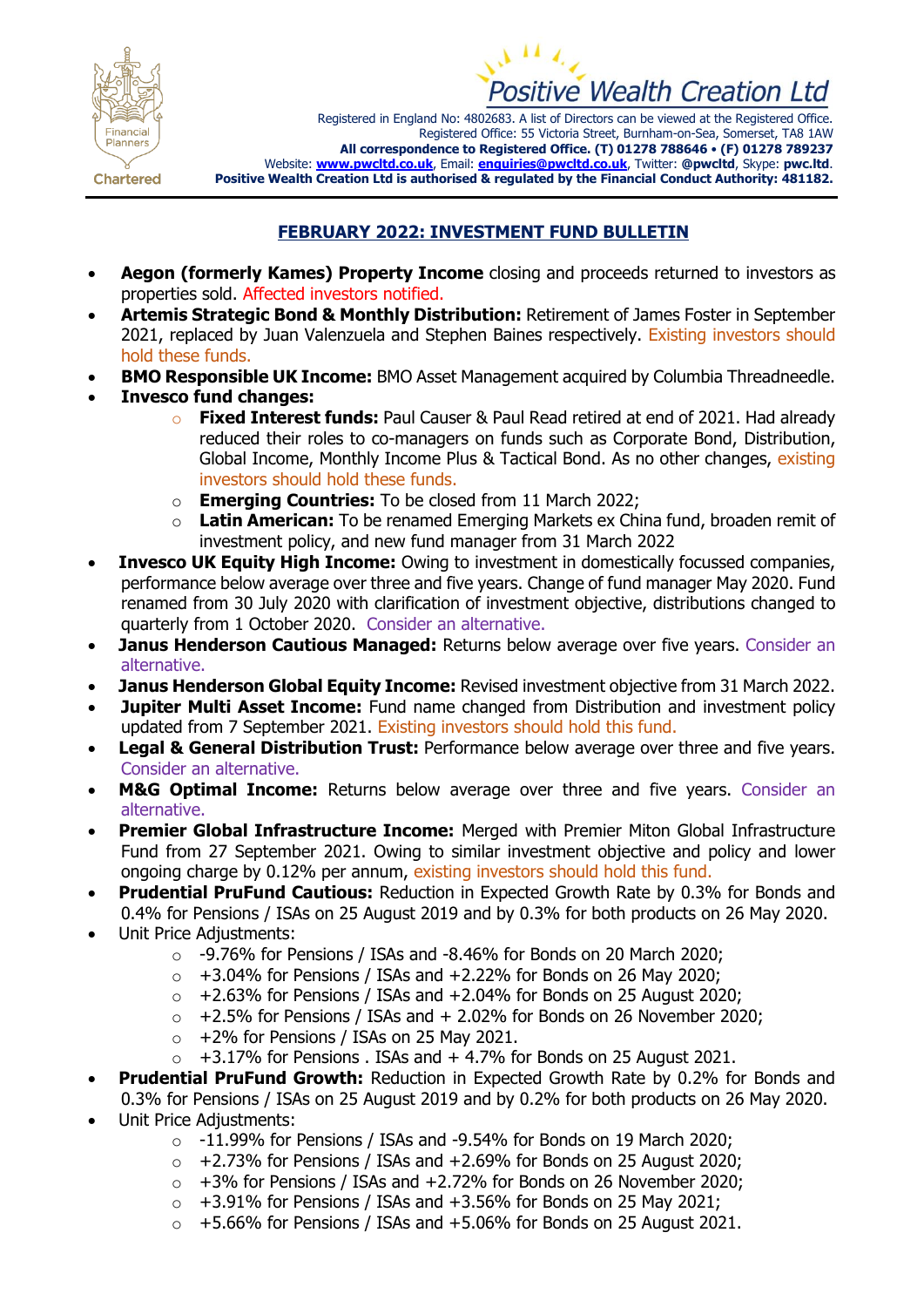Positive Wealth Creation Ltd

Registered in England No: 4802683. A list of Directors can be viewed at the Registered Office.
Registered Office: 55 Victoria Street, Burnham-on-Sea, Somerset, TA8 1AW
**All correspondence to Registered Office. (T) 01278 788646 • (F) 01278 789237**
Website: **www.pwcltd.co.uk**, Email: **enquiries@pwcltd.co.uk**, Twitter: **@pwcltd**, Skype: **pwc.ltd**.
**Positive Wealth Creation Ltd is authorised & regulated by the Financial Conduct Authority: 481182.**

## FEBRUARY 2022: INVESTMENT FUND BULLETIN

- **Aegon (formerly Kames) Property Income** closing and proceeds returned to investors as properties sold. Affected investors notified.
- **Artemis Strategic Bond & Monthly Distribution:** Retirement of James Foster in September 2021, replaced by Juan Valenzuela and Stephen Baines respectively. Existing investors should hold these funds.
- **BMO Responsible UK Income:** BMO Asset Management acquired by Columbia Threadneedle.
- **Invesco fund changes:**
  - **Fixed Interest funds:** Paul Causer & Paul Read retired at end of 2021. Had already reduced their roles to co-managers on funds such as Corporate Bond, Distribution, Global Income, Monthly Income Plus & Tactical Bond. As no other changes, existing investors should hold these funds.
  - **Emerging Countries:** To be closed from 11 March 2022;
  - **Latin American:** To be renamed Emerging Markets ex China fund, broaden remit of investment policy, and new fund manager from 31 March 2022
- **Invesco UK Equity High Income:** Owing to investment in domestically focussed companies, performance below average over three and five years. Change of fund manager May 2020. Fund renamed from 30 July 2020 with clarification of investment objective, distributions changed to quarterly from 1 October 2020. Consider an alternative.
- **Janus Henderson Cautious Managed:** Returns below average over five years. Consider an alternative.
- **Janus Henderson Global Equity Income:** Revised investment objective from 31 March 2022.
- **Jupiter Multi Asset Income:** Fund name changed from Distribution and investment policy updated from 7 September 2021. Existing investors should hold this fund.
- **Legal & General Distribution Trust:** Performance below average over three and five years. Consider an alternative.
- **M&G Optimal Income:** Returns below average over three and five years. Consider an alternative.
- **Premier Global Infrastructure Income:** Merged with Premier Miton Global Infrastructure Fund from 27 September 2021. Owing to similar investment objective and policy and lower ongoing charge by 0.12% per annum, existing investors should hold this fund.
- **Prudential PruFund Cautious:** Reduction in Expected Growth Rate by 0.3% for Bonds and 0.4% for Pensions / ISAs on 25 August 2019 and by 0.3% for both products on 26 May 2020.
- Unit Price Adjustments:
  - -9.76% for Pensions / ISAs and -8.46% for Bonds on 20 March 2020;
  - +3.04% for Pensions / ISAs and +2.22% for Bonds on 26 May 2020;
  - +2.63% for Pensions / ISAs and +2.04% for Bonds on 25 August 2020;
  - +2.5% for Pensions / ISAs and + 2.02% for Bonds on 26 November 2020;
  - +2% for Pensions / ISAs on 25 May 2021.
  - +3.17% for Pensions . ISAs and + 4.7% for Bonds on 25 August 2021.
- **Prudential PruFund Growth:** Reduction in Expected Growth Rate by 0.2% for Bonds and 0.3% for Pensions / ISAs on 25 August 2019 and by 0.2% for both products on 26 May 2020.
- Unit Price Adjustments:
  - -11.99% for Pensions / ISAs and -9.54% for Bonds on 19 March 2020;
  - +2.73% for Pensions / ISAs and +2.69% for Bonds on 25 August 2020;
  - +3% for Pensions / ISAs and +2.72% for Bonds on 26 November 2020;
  - +3.91% for Pensions / ISAs and +3.56% for Bonds on 25 May 2021;
  - +5.66% for Pensions / ISAs and +5.06% for Bonds on 25 August 2021.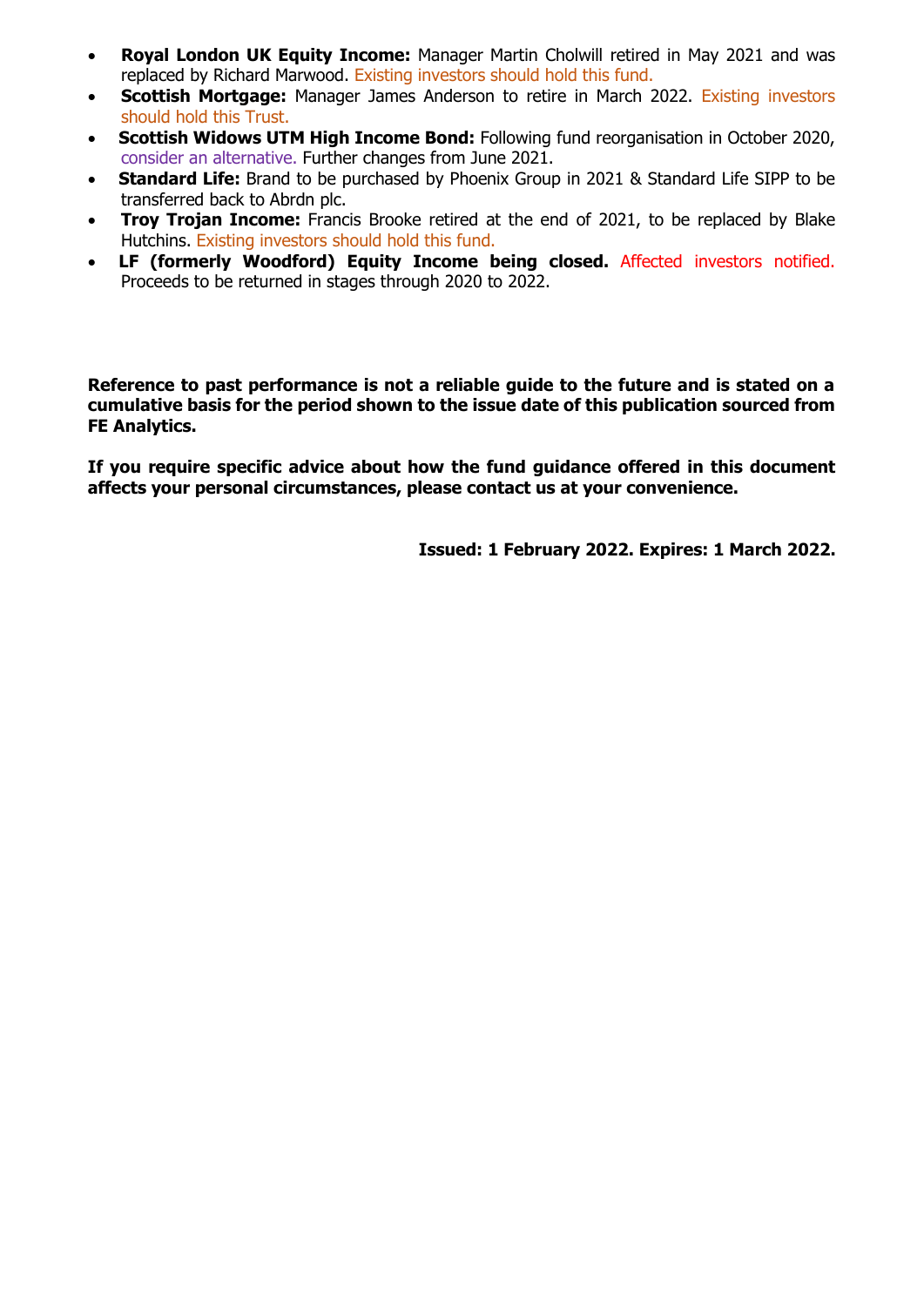- **Royal London UK Equity Income:** Manager Martin Cholwill retired in May 2021 and was replaced by Richard Marwood. Existing investors should hold this fund.
- **Scottish Mortgage:** Manager James Anderson to retire in March 2022. Existing investors should hold this Trust.
- **Scottish Widows UTM High Income Bond:** Following fund reorganisation in October 2020, consider an alternative. Further changes from June 2021.
- **Standard Life:** Brand to be purchased by Phoenix Group in 2021 & Standard Life SIPP to be transferred back to Abrdn plc.
- **Troy Trojan Income:** Francis Brooke retired at the end of 2021, to be replaced by Blake Hutchins. Existing investors should hold this fund.
- **LF (formerly Woodford) Equity Income being closed.** Affected investors notified. Proceeds to be returned in stages through 2020 to 2022.

**Reference to past performance is not a reliable guide to the future and is stated on a cumulative basis for the period shown to the issue date of this publication sourced from FE Analytics.**

**If you require specific advice about how the fund guidance offered in this document affects your personal circumstances, please contact us at your convenience.**

**Issued: 1 February 2022. Expires: 1 March 2022.**